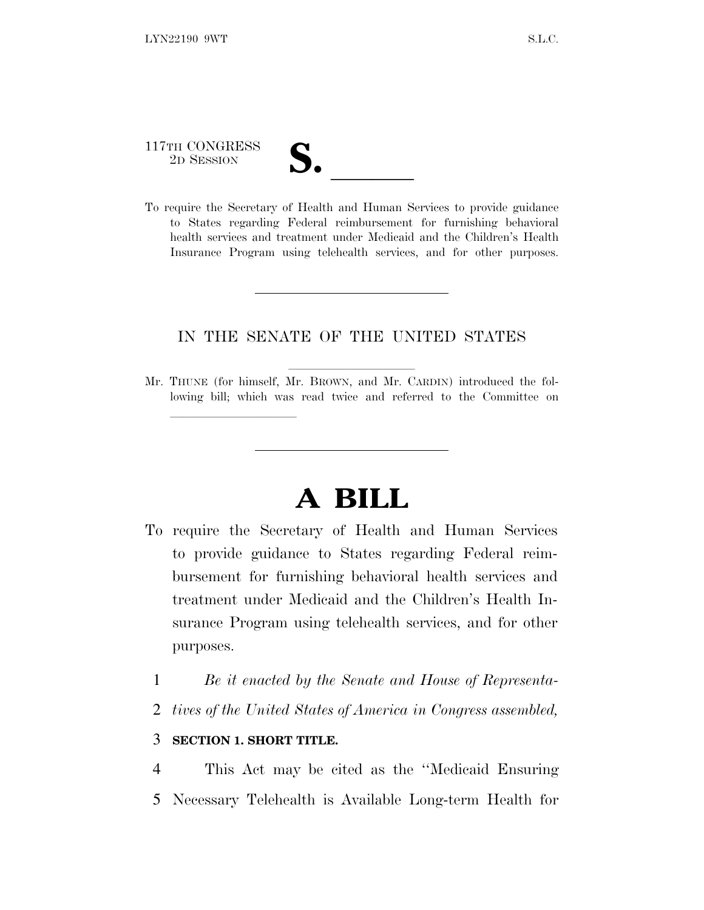117TH CONGRESS
2D SESSION

**S. \_\_\_\_\_\_**

To require the Secretary of Health and Human Services to provide guidance to States regarding Federal reimbursement for furnishing behavioral health services and treatment under Medicaid and the Children's Health Insurance Program using telehealth services, and for other purposes.

---

IN THE SENATE OF THE UNITED STATES

Mr. THUNE (for himself, Mr. BROWN, and Mr. CARDIN) introduced the following bill; which was read twice and referred to the Committee on \_\_\_\_\_\_\_\_\_\_\_\_\_\_\_\_\_\_\_\_

---

# A BILL

To require the Secretary of Health and Human Services to provide guidance to States regarding Federal reimbursement for furnishing behavioral health services and treatment under Medicaid and the Children's Health Insurance Program using telehealth services, and for other purposes.

1 *Be it enacted by the Senate and House of Representa-*
2 *tives of the United States of America in Congress assembled,*

3 **SECTION 1. SHORT TITLE.**

4 This Act may be cited as the ''Medicaid Ensuring
5 Necessary Telehealth is Available Long-term Health for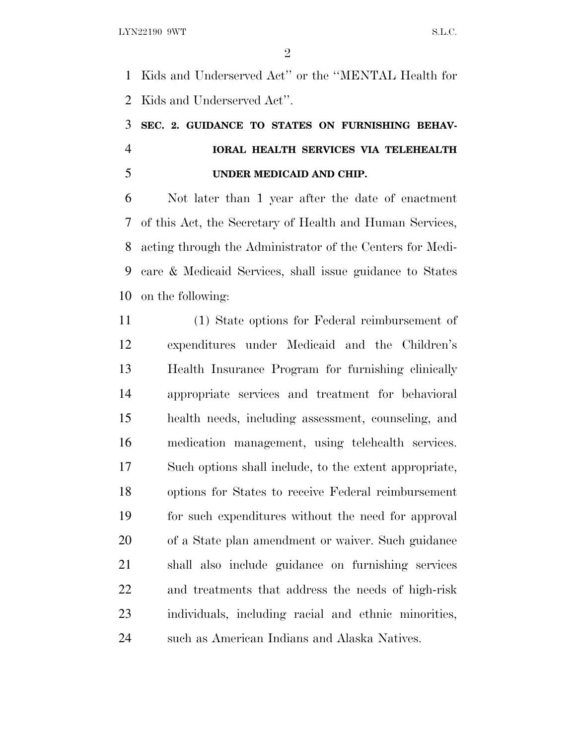Kids and Underserved Act'' or the ''MENTAL Health for Kids and Underserved Act''.

## SEC. 2. GUIDANCE TO STATES ON FURNISHING BEHAVIORAL HEALTH SERVICES VIA TELEHEALTH UNDER MEDICAID AND CHIP.

Not later than 1 year after the date of enactment of this Act, the Secretary of Health and Human Services, acting through the Administrator of the Centers for Medicare & Medicaid Services, shall issue guidance to States on the following:

(1) State options for Federal reimbursement of expenditures under Medicaid and the Children's Health Insurance Program for furnishing clinically appropriate services and treatment for behavioral health needs, including assessment, counseling, and medication management, using telehealth services. Such options shall include, to the extent appropriate, options for States to receive Federal reimbursement for such expenditures without the need for approval of a State plan amendment or waiver. Such guidance shall also include guidance on furnishing services and treatments that address the needs of high-risk individuals, including racial and ethnic minorities, such as American Indians and Alaska Natives.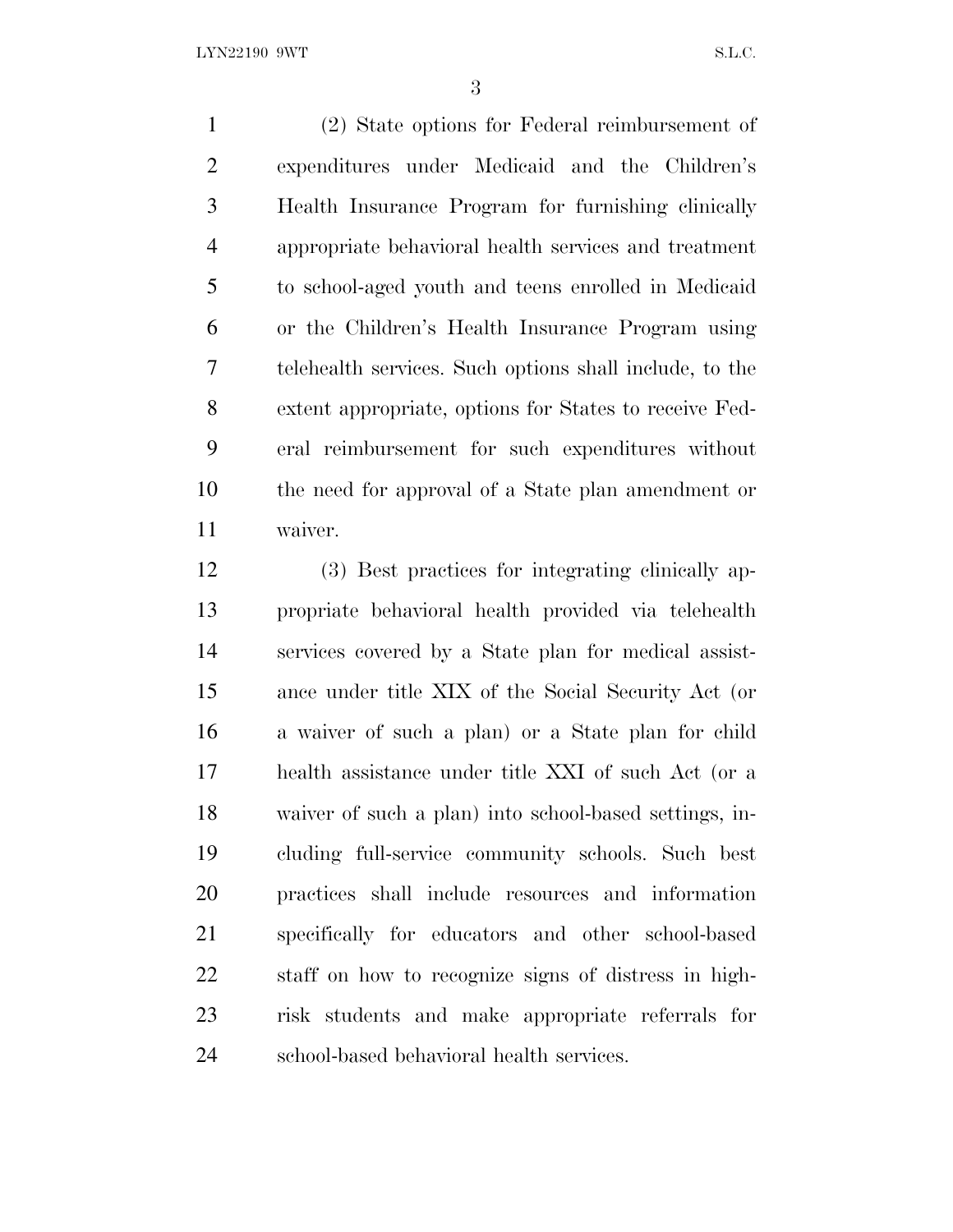(2) State options for Federal reimbursement of expenditures under Medicaid and the Children's Health Insurance Program for furnishing clinically appropriate behavioral health services and treatment to school-aged youth and teens enrolled in Medicaid or the Children's Health Insurance Program using telehealth services. Such options shall include, to the extent appropriate, options for States to receive Federal reimbursement for such expenditures without the need for approval of a State plan amendment or waiver.

(3) Best practices for integrating clinically appropriate behavioral health provided via telehealth services covered by a State plan for medical assistance under title XIX of the Social Security Act (or a waiver of such a plan) or a State plan for child health assistance under title XXI of such Act (or a waiver of such a plan) into school-based settings, including full-service community schools. Such best practices shall include resources and information specifically for educators and other school-based staff on how to recognize signs of distress in high-risk students and make appropriate referrals for school-based behavioral health services.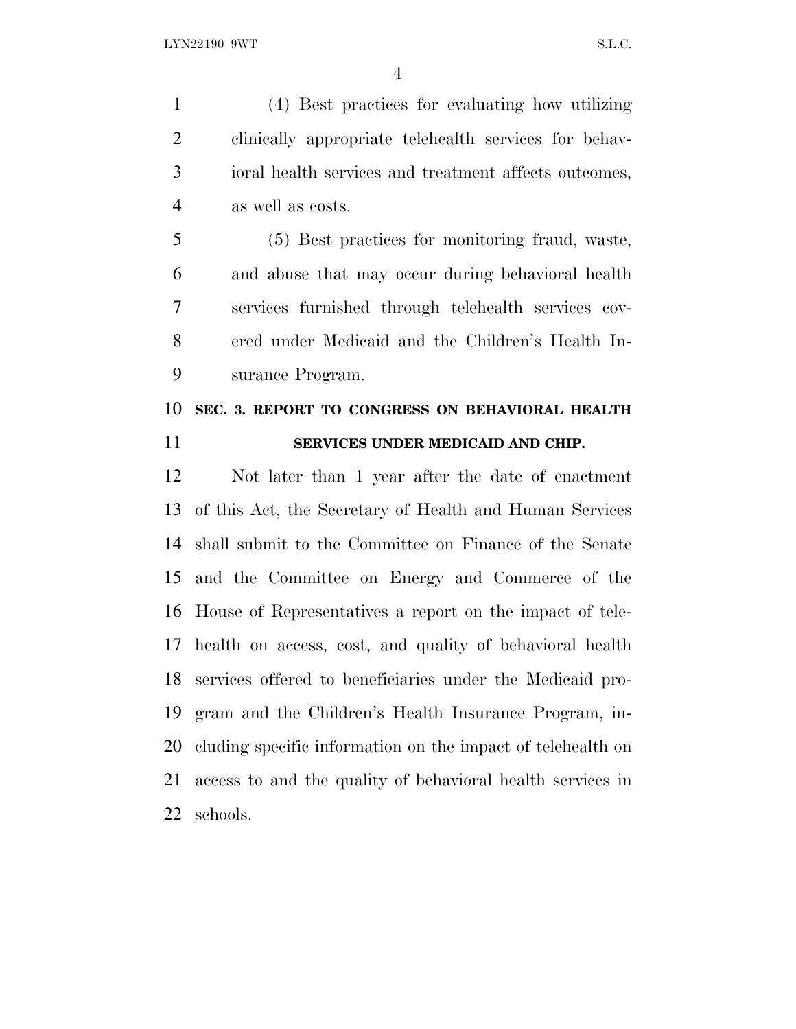(4) Best practices for evaluating how utilizing clinically appropriate telehealth services for behavioral health services and treatment affects outcomes, as well as costs.

(5) Best practices for monitoring fraud, waste, and abuse that may occur during behavioral health services furnished through telehealth services covered under Medicaid and the Children's Health Insurance Program.

## SEC. 3. REPORT TO CONGRESS ON BEHAVIORAL HEALTH SERVICES UNDER MEDICAID AND CHIP.

Not later than 1 year after the date of enactment of this Act, the Secretary of Health and Human Services shall submit to the Committee on Finance of the Senate and the Committee on Energy and Commerce of the House of Representatives a report on the impact of telehealth on access, cost, and quality of behavioral health services offered to beneficiaries under the Medicaid program and the Children's Health Insurance Program, including specific information on the impact of telehealth on access to and the quality of behavioral health services in schools.